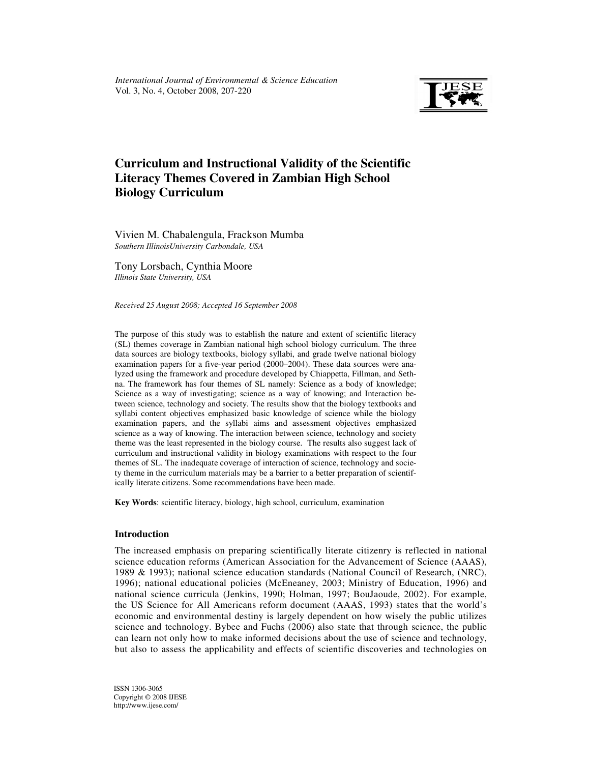# Curriculum and Instructional Validity of the Scientific Literacy Themes Covered in Zambian High School Biology Curriculum

Vivien M. Chabalengula, Frackson Mumba
*Southern IllinoisUniversity Carbondale, USA*

Tony Lorsbach, Cynthia Moore
*Illinois State University, USA*

*Received 25 August 2008; Accepted 16 September 2008*

The purpose of this study was to establish the nature and extent of scientific literacy (SL) themes coverage in Zambian national high school biology curriculum. The three data sources are biology textbooks, biology syllabi, and grade twelve national biology examination papers for a five-year period (2000–2004). These data sources were analyzed using the framework and procedure developed by Chiappetta, Fillman, and Sethna. The framework has four themes of SL namely: Science as a body of knowledge; Science as a way of investigating; science as a way of knowing; and Interaction between science, technology and society. The results show that the biology textbooks and syllabi content objectives emphasized basic knowledge of science while the biology examination papers, and the syllabi aims and assessment objectives emphasized science as a way of knowing. The interaction between science, technology and society theme was the least represented in the biology course. The results also suggest lack of curriculum and instructional validity in biology examinations with respect to the four themes of SL. The inadequate coverage of interaction of science, technology and society theme in the curriculum materials may be a barrier to a better preparation of scientifically literate citizens. Some recommendations have been made.

**Key Words**: scientific literacy, biology, high school, curriculum, examination

## Introduction

The increased emphasis on preparing scientifically literate citizenry is reflected in national science education reforms (American Association for the Advancement of Science (AAAS), 1989 & 1993); national science education standards (National Council of Research, (NRC), 1996); national educational policies (McEneaney, 2003; Ministry of Education, 1996) and national science curricula (Jenkins, 1990; Holman, 1997; BouJaoude, 2002). For example, the US Science for All Americans reform document (AAAS, 1993) states that the world's economic and environmental destiny is largely dependent on how wisely the public utilizes science and technology. Bybee and Fuchs (2006) also state that through science, the public can learn not only how to make informed decisions about the use of science and technology, but also to assess the applicability and effects of scientific discoveries and technologies on

ISSN 1306-3065
Copyright © 2008 IJESE
http://www.ijese.com/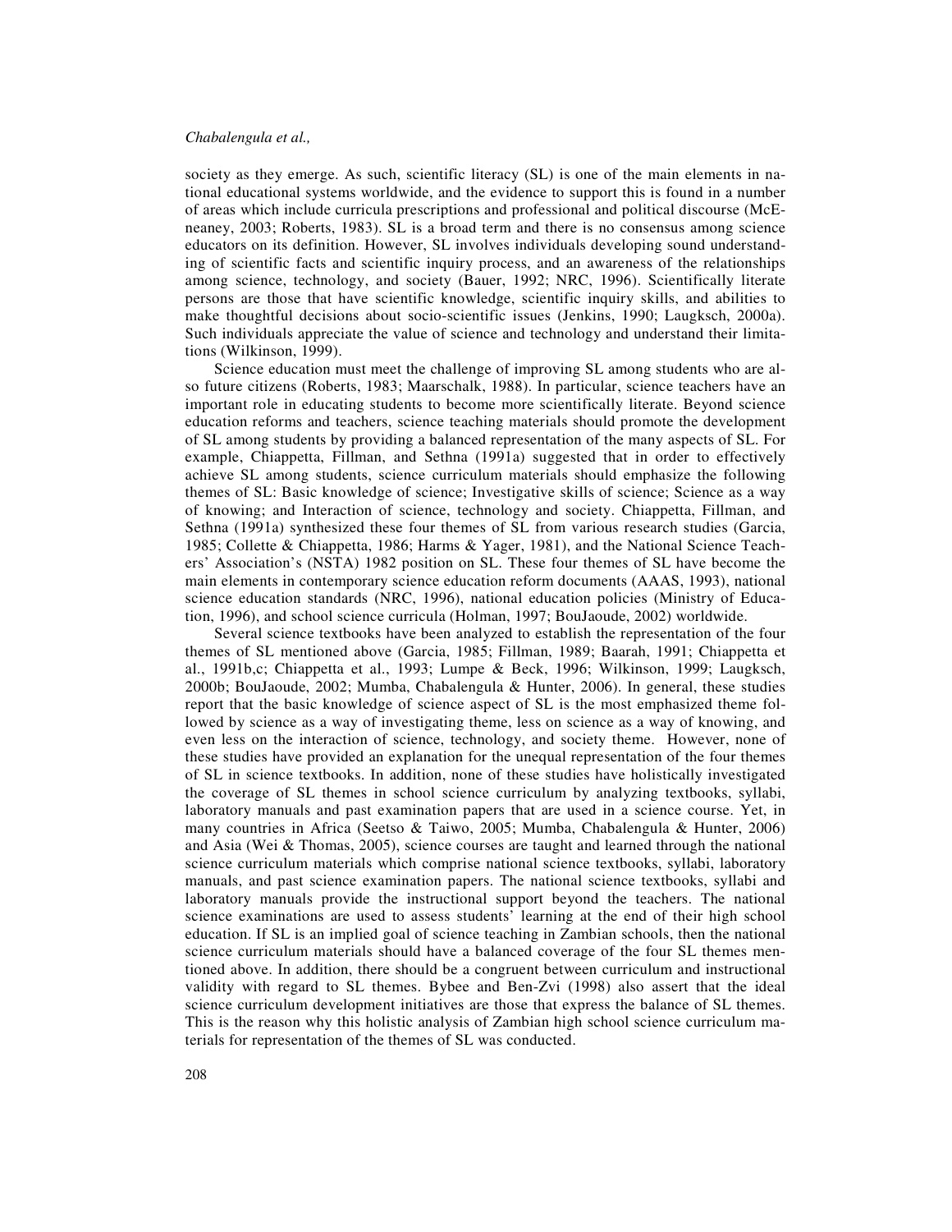society as they emerge. As such, scientific literacy (SL) is one of the main elements in national educational systems worldwide, and the evidence to support this is found in a number of areas which include curricula prescriptions and professional and political discourse (McEneaney, 2003; Roberts, 1983). SL is a broad term and there is no consensus among science educators on its definition. However, SL involves individuals developing sound understanding of scientific facts and scientific inquiry process, and an awareness of the relationships among science, technology, and society (Bauer, 1992; NRC, 1996). Scientifically literate persons are those that have scientific knowledge, scientific inquiry skills, and abilities to make thoughtful decisions about socio-scientific issues (Jenkins, 1990; Laugksch, 2000a). Such individuals appreciate the value of science and technology and understand their limitations (Wilkinson, 1999).

Science education must meet the challenge of improving SL among students who are also future citizens (Roberts, 1983; Maarschalk, 1988). In particular, science teachers have an important role in educating students to become more scientifically literate. Beyond science education reforms and teachers, science teaching materials should promote the development of SL among students by providing a balanced representation of the many aspects of SL. For example, Chiappetta, Fillman, and Sethna (1991a) suggested that in order to effectively achieve SL among students, science curriculum materials should emphasize the following themes of SL: Basic knowledge of science; Investigative skills of science; Science as a way of knowing; and Interaction of science, technology and society. Chiappetta, Fillman, and Sethna (1991a) synthesized these four themes of SL from various research studies (Garcia, 1985; Collette & Chiappetta, 1986; Harms & Yager, 1981), and the National Science Teachers' Association's (NSTA) 1982 position on SL. These four themes of SL have become the main elements in contemporary science education reform documents (AAAS, 1993), national science education standards (NRC, 1996), national education policies (Ministry of Education, 1996), and school science curricula (Holman, 1997; BouJaoude, 2002) worldwide.

Several science textbooks have been analyzed to establish the representation of the four themes of SL mentioned above (Garcia, 1985; Fillman, 1989; Baarah, 1991; Chiappetta et al., 1991b,c; Chiappetta et al., 1993; Lumpe & Beck, 1996; Wilkinson, 1999; Laugksch, 2000b; BouJaoude, 2002; Mumba, Chabalengula & Hunter, 2006). In general, these studies report that the basic knowledge of science aspect of SL is the most emphasized theme followed by science as a way of investigating theme, less on science as a way of knowing, and even less on the interaction of science, technology, and society theme. However, none of these studies have provided an explanation for the unequal representation of the four themes of SL in science textbooks. In addition, none of these studies have holistically investigated the coverage of SL themes in school science curriculum by analyzing textbooks, syllabi, laboratory manuals and past examination papers that are used in a science course. Yet, in many countries in Africa (Seetso & Taiwo, 2005; Mumba, Chabalengula & Hunter, 2006) and Asia (Wei & Thomas, 2005), science courses are taught and learned through the national science curriculum materials which comprise national science textbooks, syllabi, laboratory manuals, and past science examination papers. The national science textbooks, syllabi and laboratory manuals provide the instructional support beyond the teachers. The national science examinations are used to assess students' learning at the end of their high school education. If SL is an implied goal of science teaching in Zambian schools, then the national science curriculum materials should have a balanced coverage of the four SL themes mentioned above. In addition, there should be a congruent between curriculum and instructional validity with regard to SL themes. Bybee and Ben-Zvi (1998) also assert that the ideal science curriculum development initiatives are those that express the balance of SL themes. This is the reason why this holistic analysis of Zambian high school science curriculum materials for representation of the themes of SL was conducted.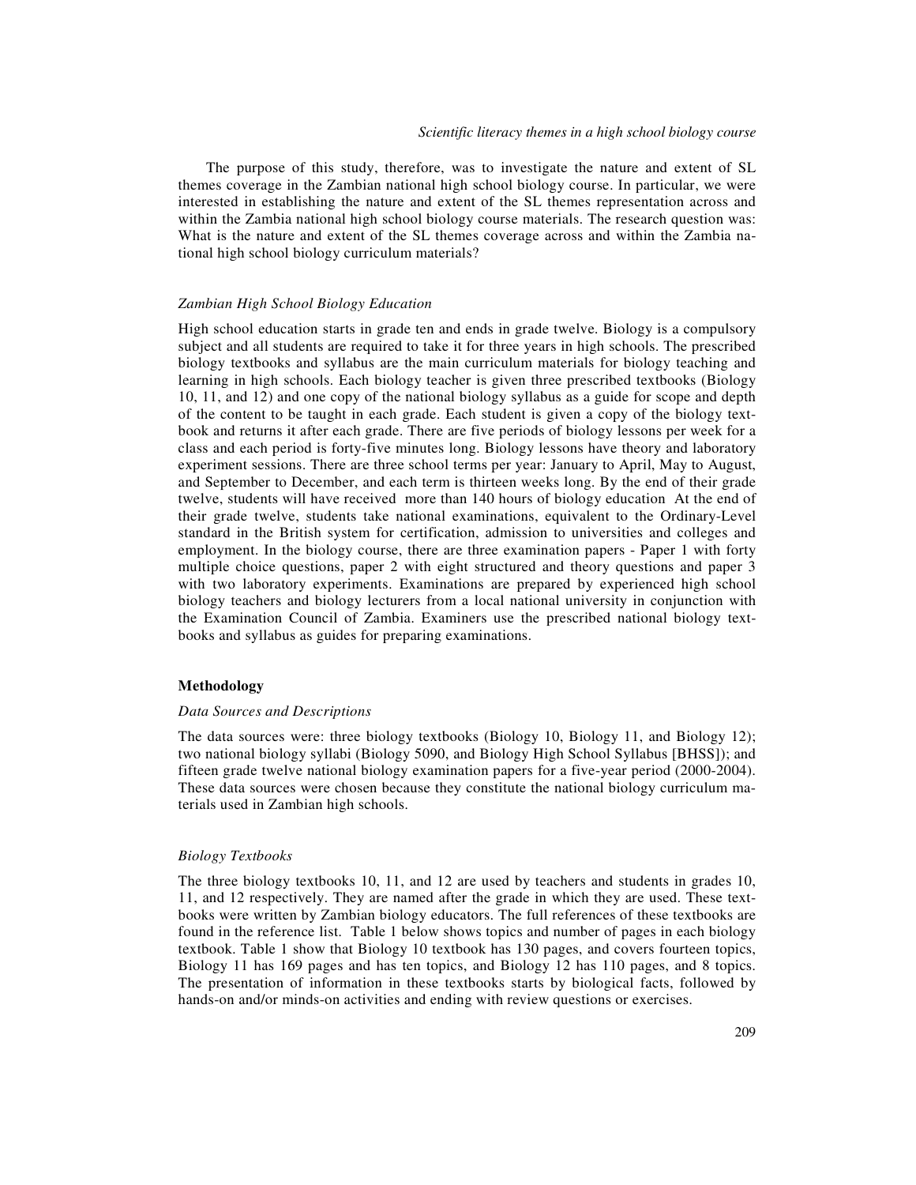The purpose of this study, therefore, was to investigate the nature and extent of SL themes coverage in the Zambian national high school biology course. In particular, we were interested in establishing the nature and extent of the SL themes representation across and within the Zambia national high school biology course materials. The research question was: What is the nature and extent of the SL themes coverage across and within the Zambia national high school biology curriculum materials?

### *Zambian High School Biology Education*

High school education starts in grade ten and ends in grade twelve. Biology is a compulsory subject and all students are required to take it for three years in high schools. The prescribed biology textbooks and syllabus are the main curriculum materials for biology teaching and learning in high schools. Each biology teacher is given three prescribed textbooks (Biology 10, 11, and 12) and one copy of the national biology syllabus as a guide for scope and depth of the content to be taught in each grade. Each student is given a copy of the biology textbook and returns it after each grade. There are five periods of biology lessons per week for a class and each period is forty-five minutes long. Biology lessons have theory and laboratory experiment sessions. There are three school terms per year: January to April, May to August, and September to December, and each term is thirteen weeks long. By the end of their grade twelve, students will have received more than 140 hours of biology education At the end of their grade twelve, students take national examinations, equivalent to the Ordinary-Level standard in the British system for certification, admission to universities and colleges and employment. In the biology course, there are three examination papers - Paper 1 with forty multiple choice questions, paper 2 with eight structured and theory questions and paper 3 with two laboratory experiments. Examinations are prepared by experienced high school biology teachers and biology lecturers from a local national university in conjunction with the Examination Council of Zambia. Examiners use the prescribed national biology textbooks and syllabus as guides for preparing examinations.

## **Methodology**

### *Data Sources and Descriptions*

The data sources were: three biology textbooks (Biology 10, Biology 11, and Biology 12); two national biology syllabi (Biology 5090, and Biology High School Syllabus [BHSS]); and fifteen grade twelve national biology examination papers for a five-year period (2000-2004). These data sources were chosen because they constitute the national biology curriculum materials used in Zambian high schools.

### *Biology Textbooks*

The three biology textbooks 10, 11, and 12 are used by teachers and students in grades 10, 11, and 12 respectively. They are named after the grade in which they are used. These textbooks were written by Zambian biology educators. The full references of these textbooks are found in the reference list. Table 1 below shows topics and number of pages in each biology textbook. Table 1 show that Biology 10 textbook has 130 pages, and covers fourteen topics, Biology 11 has 169 pages and has ten topics, and Biology 12 has 110 pages, and 8 topics. The presentation of information in these textbooks starts by biological facts, followed by hands-on and/or minds-on activities and ending with review questions or exercises.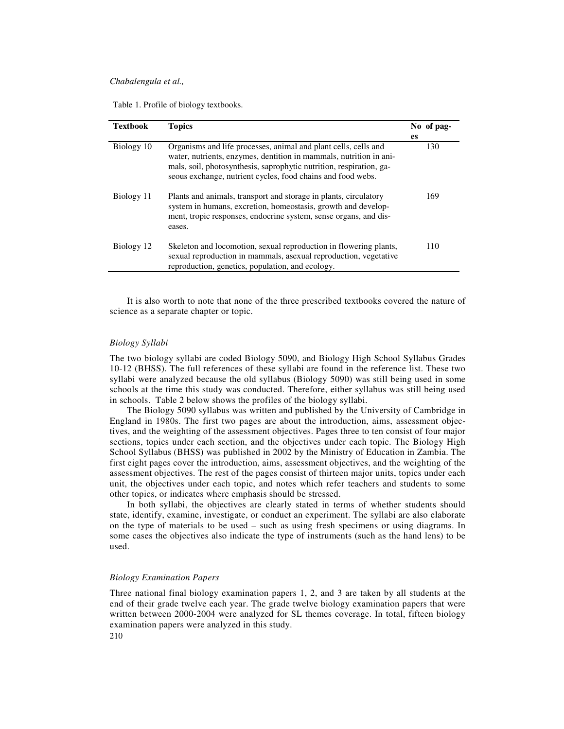Table 1. Profile of biology textbooks.

| Textbook | Topics | No of pages |
|---|---|---|
| Biology 10 | Organisms and life processes, animal and plant cells, cells and water, nutrients, enzymes, dentition in mammals, nutrition in animals, soil, photosynthesis, saprophytic nutrition, respiration, gaseous exchange, nutrient cycles, food chains and food webs. | 130 |
| Biology 11 | Plants and animals, transport and storage in plants, circulatory system in humans, excretion, homeostasis, growth and development, tropic responses, endocrine system, sense organs, and diseases. | 169 |
| Biology 12 | Skeleton and locomotion, sexual reproduction in flowering plants, sexual reproduction in mammals, asexual reproduction, vegetative reproduction, genetics, population, and ecology. | 110 |

It is also worth to note that none of the three prescribed textbooks covered the nature of science as a separate chapter or topic.

### *Biology Syllabi*

The two biology syllabi are coded Biology 5090, and Biology High School Syllabus Grades 10-12 (BHSS). The full references of these syllabi are found in the reference list. These two syllabi were analyzed because the old syllabus (Biology 5090) was still being used in some schools at the time this study was conducted. Therefore, either syllabus was still being used in schools. Table 2 below shows the profiles of the biology syllabi.

The Biology 5090 syllabus was written and published by the University of Cambridge in England in 1980s. The first two pages are about the introduction, aims, assessment objectives, and the weighting of the assessment objectives. Pages three to ten consist of four major sections, topics under each section, and the objectives under each topic. The Biology High School Syllabus (BHSS) was published in 2002 by the Ministry of Education in Zambia. The first eight pages cover the introduction, aims, assessment objectives, and the weighting of the assessment objectives. The rest of the pages consist of thirteen major units, topics under each unit, the objectives under each topic, and notes which refer teachers and students to some other topics, or indicates where emphasis should be stressed.

In both syllabi, the objectives are clearly stated in terms of whether students should state, identify, examine, investigate, or conduct an experiment. The syllabi are also elaborate on the type of materials to be used – such as using fresh specimens or using diagrams. In some cases the objectives also indicate the type of instruments (such as the hand lens) to be used.

### *Biology Examination Papers*

Three national final biology examination papers 1, 2, and 3 are taken by all students at the end of their grade twelve each year. The grade twelve biology examination papers that were written between 2000-2004 were analyzed for SL themes coverage. In total, fifteen biology examination papers were analyzed in this study.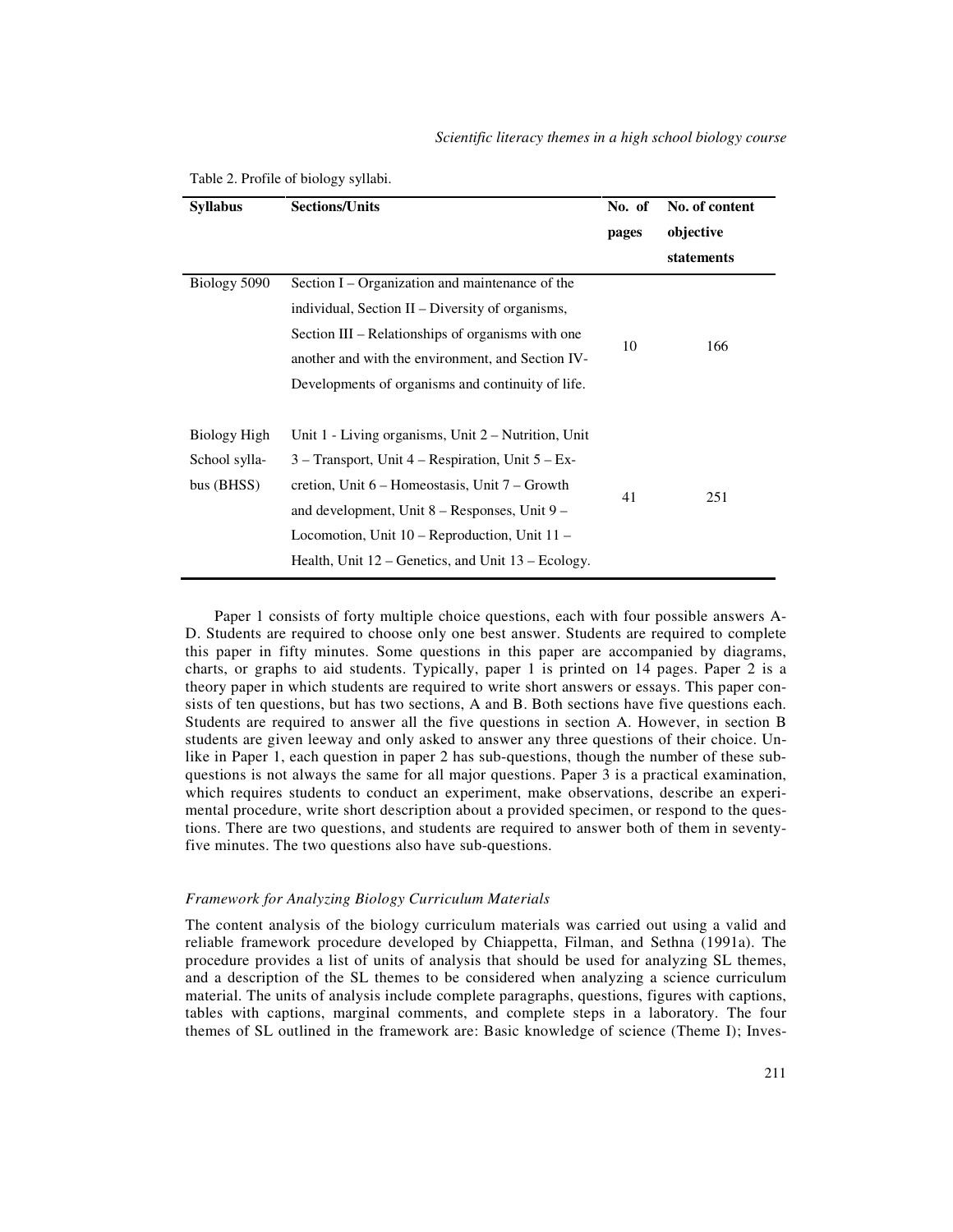Table 2. Profile of biology syllabi.

| Syllabus | Sections/Units | No. of pages | No. of content objective statements |
|---|---|---|---|
| Biology 5090 | Section I – Organization and maintenance of the individual, Section II – Diversity of organisms, Section III – Relationships of organisms with one another and with the environment, and Section IV-Developments of organisms and continuity of life. | 10 | 166 |
| Biology High School syllabus (BHSS) | Unit 1 - Living organisms, Unit 2 – Nutrition, Unit 3 – Transport, Unit 4 – Respiration, Unit 5 – Excretion, Unit 6 – Homeostasis, Unit 7 – Growth and development, Unit 8 – Responses, Unit 9 – Locomotion, Unit 10 – Reproduction, Unit 11 – Health, Unit 12 – Genetics, and Unit 13 – Ecology. | 41 | 251 |

Paper 1 consists of forty multiple choice questions, each with four possible answers A-D. Students are required to choose only one best answer. Students are required to complete this paper in fifty minutes. Some questions in this paper are accompanied by diagrams, charts, or graphs to aid students. Typically, paper 1 is printed on 14 pages. Paper 2 is a theory paper in which students are required to write short answers or essays. This paper consists of ten questions, but has two sections, A and B. Both sections have five questions each. Students are required to answer all the five questions in section A. However, in section B students are given leeway and only asked to answer any three questions of their choice. Unlike in Paper 1, each question in paper 2 has sub-questions, though the number of these sub-questions is not always the same for all major questions. Paper 3 is a practical examination, which requires students to conduct an experiment, make observations, describe an experimental procedure, write short description about a provided specimen, or respond to the questions. There are two questions, and students are required to answer both of them in seventy-five minutes. The two questions also have sub-questions.

*Framework for Analyzing Biology Curriculum Materials*

The content analysis of the biology curriculum materials was carried out using a valid and reliable framework procedure developed by Chiappetta, Filman, and Sethna (1991a). The procedure provides a list of units of analysis that should be used for analyzing SL themes, and a description of the SL themes to be considered when analyzing a science curriculum material. The units of analysis include complete paragraphs, questions, figures with captions, tables with captions, marginal comments, and complete steps in a laboratory. The four themes of SL outlined in the framework are: Basic knowledge of science (Theme I); Inves-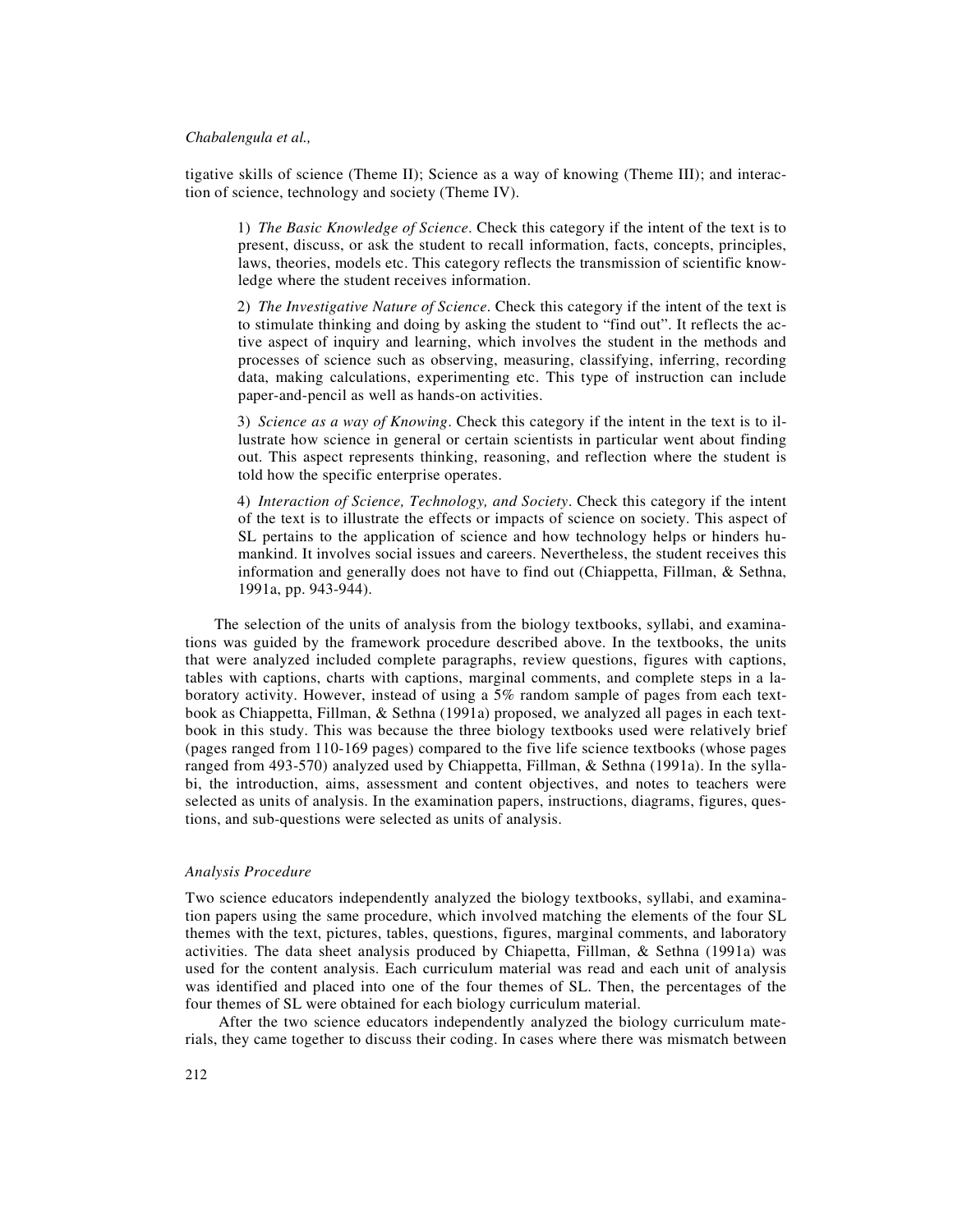tigative skills of science (Theme II); Science as a way of knowing (Theme III); and interaction of science, technology and society (Theme IV).

> 1) *The Basic Knowledge of Science*. Check this category if the intent of the text is to present, discuss, or ask the student to recall information, facts, concepts, principles, laws, theories, models etc. This category reflects the transmission of scientific knowledge where the student receives information.
>
> 2) *The Investigative Nature of Science*. Check this category if the intent of the text is to stimulate thinking and doing by asking the student to "find out". It reflects the active aspect of inquiry and learning, which involves the student in the methods and processes of science such as observing, measuring, classifying, inferring, recording data, making calculations, experimenting etc. This type of instruction can include paper-and-pencil as well as hands-on activities.
>
> 3) *Science as a way of Knowing*. Check this category if the intent in the text is to illustrate how science in general or certain scientists in particular went about finding out. This aspect represents thinking, reasoning, and reflection where the student is told how the specific enterprise operates.
>
> 4) *Interaction of Science, Technology, and Society*. Check this category if the intent of the text is to illustrate the effects or impacts of science on society. This aspect of SL pertains to the application of science and how technology helps or hinders humankind. It involves social issues and careers. Nevertheless, the student receives this information and generally does not have to find out (Chiappetta, Fillman, & Sethna, 1991a, pp. 943-944).

The selection of the units of analysis from the biology textbooks, syllabi, and examinations was guided by the framework procedure described above. In the textbooks, the units that were analyzed included complete paragraphs, review questions, figures with captions, tables with captions, charts with captions, marginal comments, and complete steps in a laboratory activity. However, instead of using a 5% random sample of pages from each textbook as Chiappetta, Fillman, & Sethna (1991a) proposed, we analyzed all pages in each textbook in this study. This was because the three biology textbooks used were relatively brief (pages ranged from 110-169 pages) compared to the five life science textbooks (whose pages ranged from 493-570) analyzed used by Chiappetta, Fillman, & Sethna (1991a). In the syllabi, the introduction, aims, assessment and content objectives, and notes to teachers were selected as units of analysis. In the examination papers, instructions, diagrams, figures, questions, and sub-questions were selected as units of analysis.

### *Analysis Procedure*

Two science educators independently analyzed the biology textbooks, syllabi, and examination papers using the same procedure, which involved matching the elements of the four SL themes with the text, pictures, tables, questions, figures, marginal comments, and laboratory activities. The data sheet analysis produced by Chiapetta, Fillman, & Sethna (1991a) was used for the content analysis. Each curriculum material was read and each unit of analysis was identified and placed into one of the four themes of SL. Then, the percentages of the four themes of SL were obtained for each biology curriculum material.

After the two science educators independently analyzed the biology curriculum materials, they came together to discuss their coding. In cases where there was mismatch between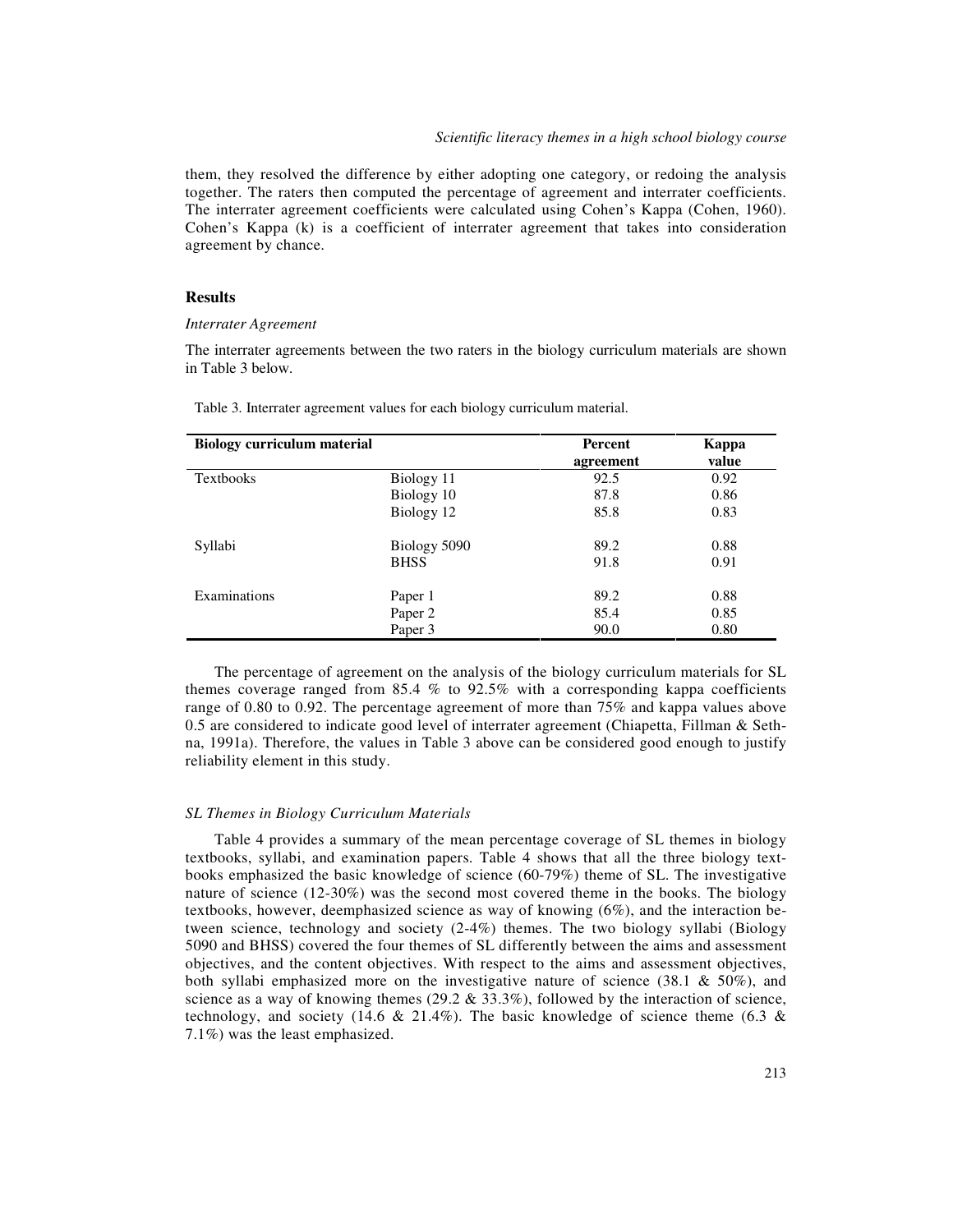them, they resolved the difference by either adopting one category, or redoing the analysis together. The raters then computed the percentage of agreement and interrater coefficients. The interrater agreement coefficients were calculated using Cohen's Kappa (Cohen, 1960). Cohen's Kappa (k) is a coefficient of interrater agreement that takes into consideration agreement by chance.

## Results

### *Interrater Agreement*

The interrater agreements between the two raters in the biology curriculum materials are shown in Table 3 below.

Table 3. Interrater agreement values for each biology curriculum material.

| Biology curriculum material | | Percent agreement | Kappa value |
|---|---|---|---|
| Textbooks | Biology 11 | 92.5 | 0.92 |
| | Biology 10 | 87.8 | 0.86 |
| | Biology 12 | 85.8 | 0.83 |
| Syllabi | Biology 5090 | 89.2 | 0.88 |
| | BHSS | 91.8 | 0.91 |
| Examinations | Paper 1 | 89.2 | 0.88 |
| | Paper 2 | 85.4 | 0.85 |
| | Paper 3 | 90.0 | 0.80 |

The percentage of agreement on the analysis of the biology curriculum materials for SL themes coverage ranged from 85.4 % to 92.5% with a corresponding kappa coefficients range of 0.80 to 0.92. The percentage agreement of more than 75% and kappa values above 0.5 are considered to indicate good level of interrater agreement (Chiapetta, Fillman & Sethna, 1991a). Therefore, the values in Table 3 above can be considered good enough to justify reliability element in this study.

### *SL Themes in Biology Curriculum Materials*

Table 4 provides a summary of the mean percentage coverage of SL themes in biology textbooks, syllabi, and examination papers. Table 4 shows that all the three biology textbooks emphasized the basic knowledge of science (60-79%) theme of SL. The investigative nature of science (12-30%) was the second most covered theme in the books. The biology textbooks, however, deemphasized science as way of knowing (6%), and the interaction between science, technology and society (2-4%) themes. The two biology syllabi (Biology 5090 and BHSS) covered the four themes of SL differently between the aims and assessment objectives, and the content objectives. With respect to the aims and assessment objectives, both syllabi emphasized more on the investigative nature of science (38.1 & 50%), and science as a way of knowing themes (29.2 & 33.3%), followed by the interaction of science, technology, and society (14.6 & 21.4%). The basic knowledge of science theme (6.3 & 7.1%) was the least emphasized.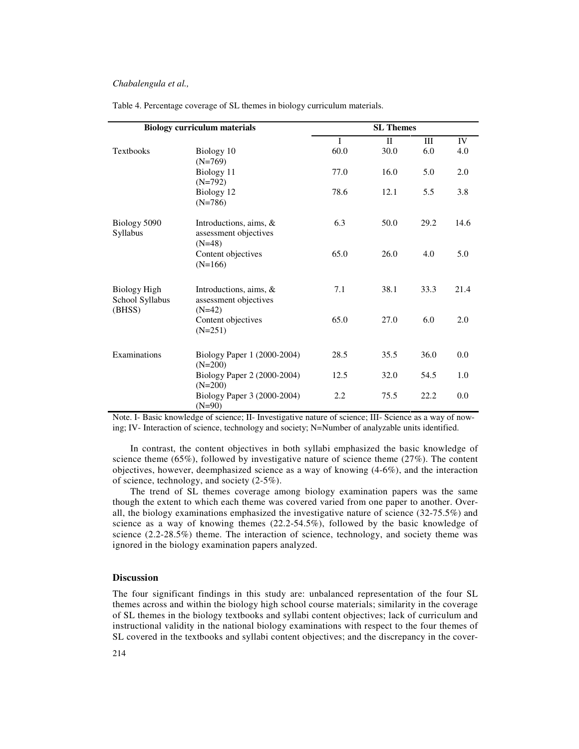Table 4. Percentage coverage of SL themes in biology curriculum materials.

| Biology curriculum materials | | SL Themes | | | |
|---|---|---|---|---|---|
| | | I | II | III | IV |
| Textbooks | Biology 10 (N=769) | 60.0 | 30.0 | 6.0 | 4.0 |
| | Biology 11 (N=792) | 77.0 | 16.0 | 5.0 | 2.0 |
| | Biology 12 (N=786) | 78.6 | 12.1 | 5.5 | 3.8 |
| Biology 5090 Syllabus | Introductions, aims, & assessment objectives (N=48) | 6.3 | 50.0 | 29.2 | 14.6 |
| | Content objectives (N=166) | 65.0 | 26.0 | 4.0 | 5.0 |
| Biology High School Syllabus (BHSS) | Introductions, aims, & assessment objectives (N=42) | 7.1 | 38.1 | 33.3 | 21.4 |
| | Content objectives (N=251) | 65.0 | 27.0 | 6.0 | 2.0 |
| Examinations | Biology Paper 1 (2000-2004) (N=200) | 28.5 | 35.5 | 36.0 | 0.0 |
| | Biology Paper 2 (2000-2004) (N=200) | 12.5 | 32.0 | 54.5 | 1.0 |
| | Biology Paper 3 (2000-2004) (N=90) | 2.2 | 75.5 | 22.2 | 0.0 |

Note. I- Basic knowledge of science; II- Investigative nature of science; III- Science as a way of nowing; IV- Interaction of science, technology and society; N=Number of analyzable units identified.

In contrast, the content objectives in both syllabi emphasized the basic knowledge of science theme (65%), followed by investigative nature of science theme (27%). The content objectives, however, deemphasized science as a way of knowing (4-6%), and the interaction of science, technology, and society (2-5%).

The trend of SL themes coverage among biology examination papers was the same though the extent to which each theme was covered varied from one paper to another. Overall, the biology examinations emphasized the investigative nature of science (32-75.5%) and science as a way of knowing themes (22.2-54.5%), followed by the basic knowledge of science (2.2-28.5%) theme. The interaction of science, technology, and society theme was ignored in the biology examination papers analyzed.

## Discussion

The four significant findings in this study are: unbalanced representation of the four SL themes across and within the biology high school course materials; similarity in the coverage of SL themes in the biology textbooks and syllabi content objectives; lack of curriculum and instructional validity in the national biology examinations with respect to the four themes of SL covered in the textbooks and syllabi content objectives; and the discrepancy in the cover-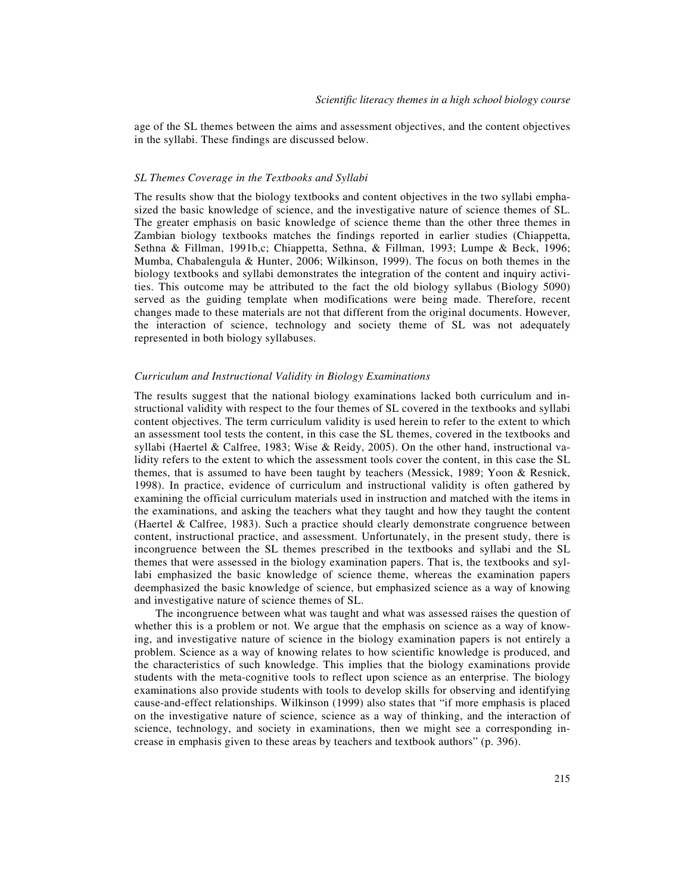age of the SL themes between the aims and assessment objectives, and the content objectives in the syllabi. These findings are discussed below.

### *SL Themes Coverage in the Textbooks and Syllabi*

The results show that the biology textbooks and content objectives in the two syllabi emphasized the basic knowledge of science, and the investigative nature of science themes of SL. The greater emphasis on basic knowledge of science theme than the other three themes in Zambian biology textbooks matches the findings reported in earlier studies (Chiappetta, Sethna & Fillman, 1991b,c; Chiappetta, Sethna, & Fillman, 1993; Lumpe & Beck, 1996; Mumba, Chabalengula & Hunter, 2006; Wilkinson, 1999). The focus on both themes in the biology textbooks and syllabi demonstrates the integration of the content and inquiry activities. This outcome may be attributed to the fact the old biology syllabus (Biology 5090) served as the guiding template when modifications were being made. Therefore, recent changes made to these materials are not that different from the original documents. However, the interaction of science, technology and society theme of SL was not adequately represented in both biology syllabuses.

### *Curriculum and Instructional Validity in Biology Examinations*

The results suggest that the national biology examinations lacked both curriculum and instructional validity with respect to the four themes of SL covered in the textbooks and syllabi content objectives. The term curriculum validity is used herein to refer to the extent to which an assessment tool tests the content, in this case the SL themes, covered in the textbooks and syllabi (Haertel & Calfree, 1983; Wise & Reidy, 2005). On the other hand, instructional validity refers to the extent to which the assessment tools cover the content, in this case the SL themes, that is assumed to have been taught by teachers (Messick, 1989; Yoon & Resnick, 1998). In practice, evidence of curriculum and instructional validity is often gathered by examining the official curriculum materials used in instruction and matched with the items in the examinations, and asking the teachers what they taught and how they taught the content (Haertel & Calfree, 1983). Such a practice should clearly demonstrate congruence between content, instructional practice, and assessment. Unfortunately, in the present study, there is incongruence between the SL themes prescribed in the textbooks and syllabi and the SL themes that were assessed in the biology examination papers. That is, the textbooks and syllabi emphasized the basic knowledge of science theme, whereas the examination papers deemphasized the basic knowledge of science, but emphasized science as a way of knowing and investigative nature of science themes of SL.

The incongruence between what was taught and what was assessed raises the question of whether this is a problem or not. We argue that the emphasis on science as a way of knowing, and investigative nature of science in the biology examination papers is not entirely a problem. Science as a way of knowing relates to how scientific knowledge is produced, and the characteristics of such knowledge. This implies that the biology examinations provide students with the meta-cognitive tools to reflect upon science as an enterprise. The biology examinations also provide students with tools to develop skills for observing and identifying cause-and-effect relationships. Wilkinson (1999) also states that "if more emphasis is placed on the investigative nature of science, science as a way of thinking, and the interaction of science, technology, and society in examinations, then we might see a corresponding increase in emphasis given to these areas by teachers and textbook authors" (p. 396).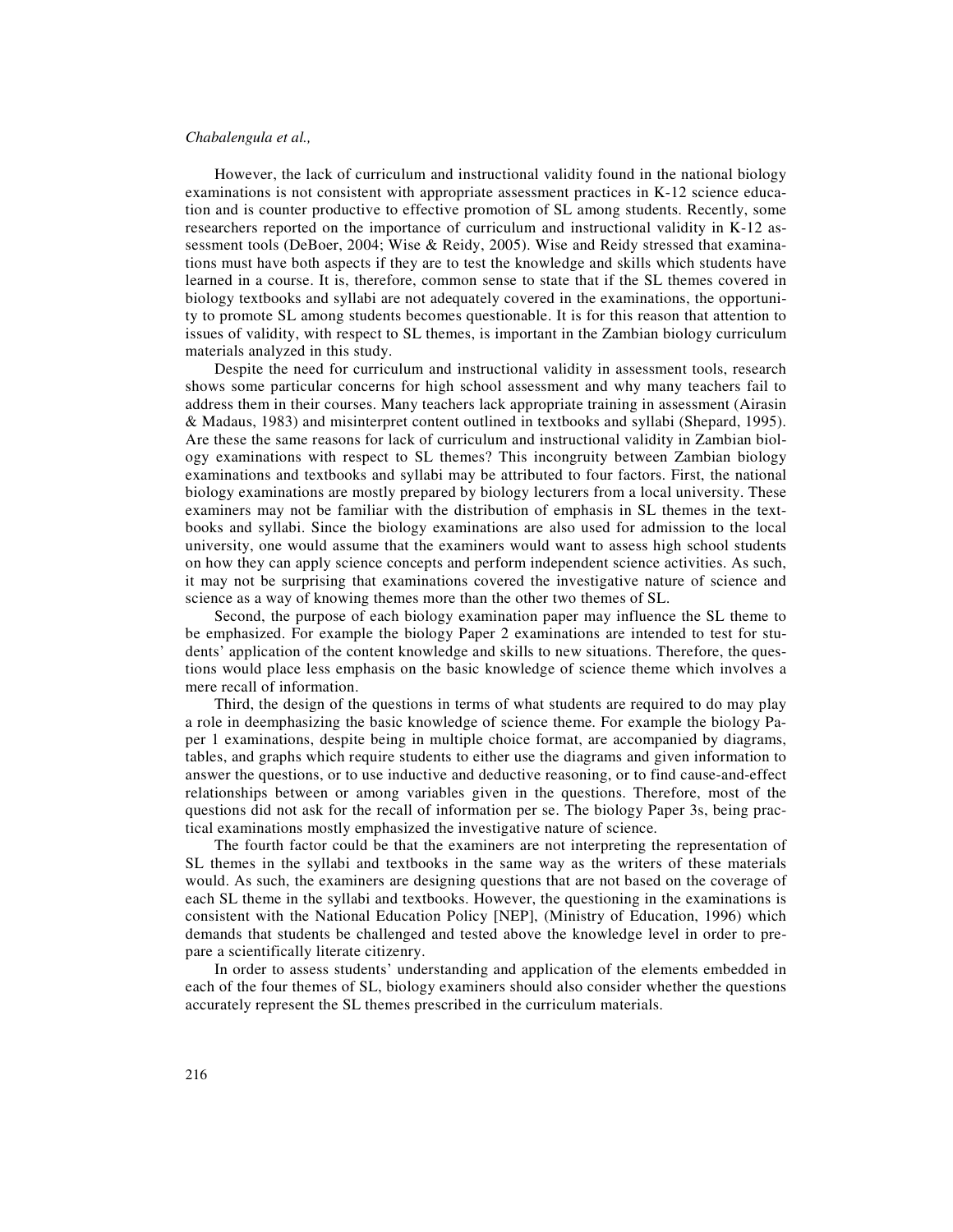However, the lack of curriculum and instructional validity found in the national biology examinations is not consistent with appropriate assessment practices in K-12 science education and is counter productive to effective promotion of SL among students. Recently, some researchers reported on the importance of curriculum and instructional validity in K-12 assessment tools (DeBoer, 2004; Wise & Reidy, 2005). Wise and Reidy stressed that examinations must have both aspects if they are to test the knowledge and skills which students have learned in a course. It is, therefore, common sense to state that if the SL themes covered in biology textbooks and syllabi are not adequately covered in the examinations, the opportunity to promote SL among students becomes questionable. It is for this reason that attention to issues of validity, with respect to SL themes, is important in the Zambian biology curriculum materials analyzed in this study.

Despite the need for curriculum and instructional validity in assessment tools, research shows some particular concerns for high school assessment and why many teachers fail to address them in their courses. Many teachers lack appropriate training in assessment (Airasin & Madaus, 1983) and misinterpret content outlined in textbooks and syllabi (Shepard, 1995). Are these the same reasons for lack of curriculum and instructional validity in Zambian biology examinations with respect to SL themes? This incongruity between Zambian biology examinations and textbooks and syllabi may be attributed to four factors. First, the national biology examinations are mostly prepared by biology lecturers from a local university. These examiners may not be familiar with the distribution of emphasis in SL themes in the textbooks and syllabi. Since the biology examinations are also used for admission to the local university, one would assume that the examiners would want to assess high school students on how they can apply science concepts and perform independent science activities. As such, it may not be surprising that examinations covered the investigative nature of science and science as a way of knowing themes more than the other two themes of SL.

Second, the purpose of each biology examination paper may influence the SL theme to be emphasized. For example the biology Paper 2 examinations are intended to test for students' application of the content knowledge and skills to new situations. Therefore, the questions would place less emphasis on the basic knowledge of science theme which involves a mere recall of information.

Third, the design of the questions in terms of what students are required to do may play a role in deemphasizing the basic knowledge of science theme. For example the biology Paper 1 examinations, despite being in multiple choice format, are accompanied by diagrams, tables, and graphs which require students to either use the diagrams and given information to answer the questions, or to use inductive and deductive reasoning, or to find cause-and-effect relationships between or among variables given in the questions. Therefore, most of the questions did not ask for the recall of information per se. The biology Paper 3s, being practical examinations mostly emphasized the investigative nature of science.

The fourth factor could be that the examiners are not interpreting the representation of SL themes in the syllabi and textbooks in the same way as the writers of these materials would. As such, the examiners are designing questions that are not based on the coverage of each SL theme in the syllabi and textbooks. However, the questioning in the examinations is consistent with the National Education Policy [NEP], (Ministry of Education, 1996) which demands that students be challenged and tested above the knowledge level in order to prepare a scientifically literate citizenry.

In order to assess students' understanding and application of the elements embedded in each of the four themes of SL, biology examiners should also consider whether the questions accurately represent the SL themes prescribed in the curriculum materials.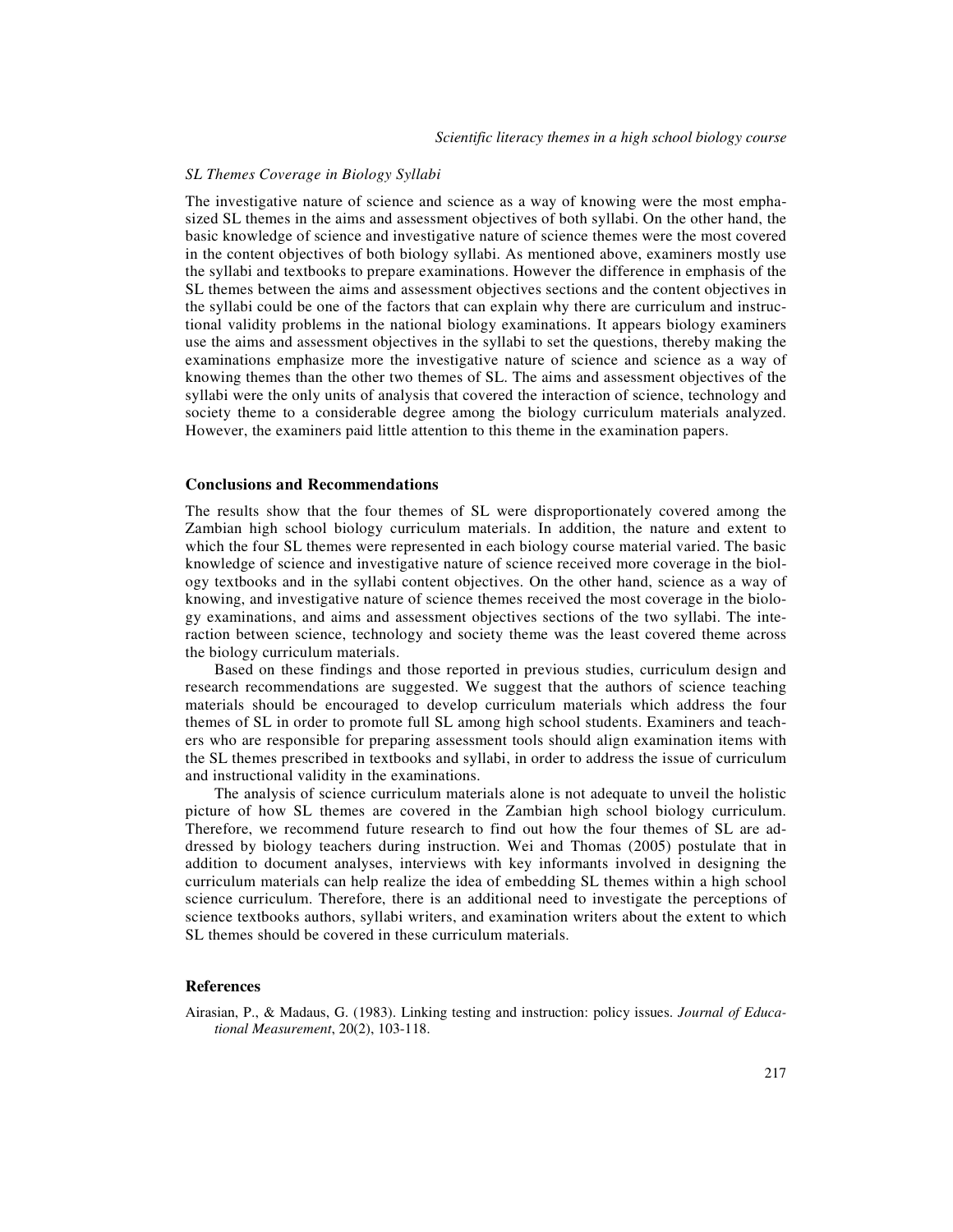*SL Themes Coverage in Biology Syllabi*

The investigative nature of science and science as a way of knowing were the most emphasized SL themes in the aims and assessment objectives of both syllabi. On the other hand, the basic knowledge of science and investigative nature of science themes were the most covered in the content objectives of both biology syllabi. As mentioned above, examiners mostly use the syllabi and textbooks to prepare examinations. However the difference in emphasis of the SL themes between the aims and assessment objectives sections and the content objectives in the syllabi could be one of the factors that can explain why there are curriculum and instructional validity problems in the national biology examinations. It appears biology examiners use the aims and assessment objectives in the syllabi to set the questions, thereby making the examinations emphasize more the investigative nature of science and science as a way of knowing themes than the other two themes of SL. The aims and assessment objectives of the syllabi were the only units of analysis that covered the interaction of science, technology and society theme to a considerable degree among the biology curriculum materials analyzed. However, the examiners paid little attention to this theme in the examination papers.

## Conclusions and Recommendations

The results show that the four themes of SL were disproportionately covered among the Zambian high school biology curriculum materials. In addition, the nature and extent to which the four SL themes were represented in each biology course material varied. The basic knowledge of science and investigative nature of science received more coverage in the biology textbooks and in the syllabi content objectives. On the other hand, science as a way of knowing, and investigative nature of science themes received the most coverage in the biology examinations, and aims and assessment objectives sections of the two syllabi. The interaction between science, technology and society theme was the least covered theme across the biology curriculum materials.

Based on these findings and those reported in previous studies, curriculum design and research recommendations are suggested. We suggest that the authors of science teaching materials should be encouraged to develop curriculum materials which address the four themes of SL in order to promote full SL among high school students. Examiners and teachers who are responsible for preparing assessment tools should align examination items with the SL themes prescribed in textbooks and syllabi, in order to address the issue of curriculum and instructional validity in the examinations.

The analysis of science curriculum materials alone is not adequate to unveil the holistic picture of how SL themes are covered in the Zambian high school biology curriculum. Therefore, we recommend future research to find out how the four themes of SL are addressed by biology teachers during instruction. Wei and Thomas (2005) postulate that in addition to document analyses, interviews with key informants involved in designing the curriculum materials can help realize the idea of embedding SL themes within a high school science curriculum. Therefore, there is an additional need to investigate the perceptions of science textbooks authors, syllabi writers, and examination writers about the extent to which SL themes should be covered in these curriculum materials.

## References

Airasian, P., & Madaus, G. (1983). Linking testing and instruction: policy issues. *Journal of Educational Measurement*, 20(2), 103-118.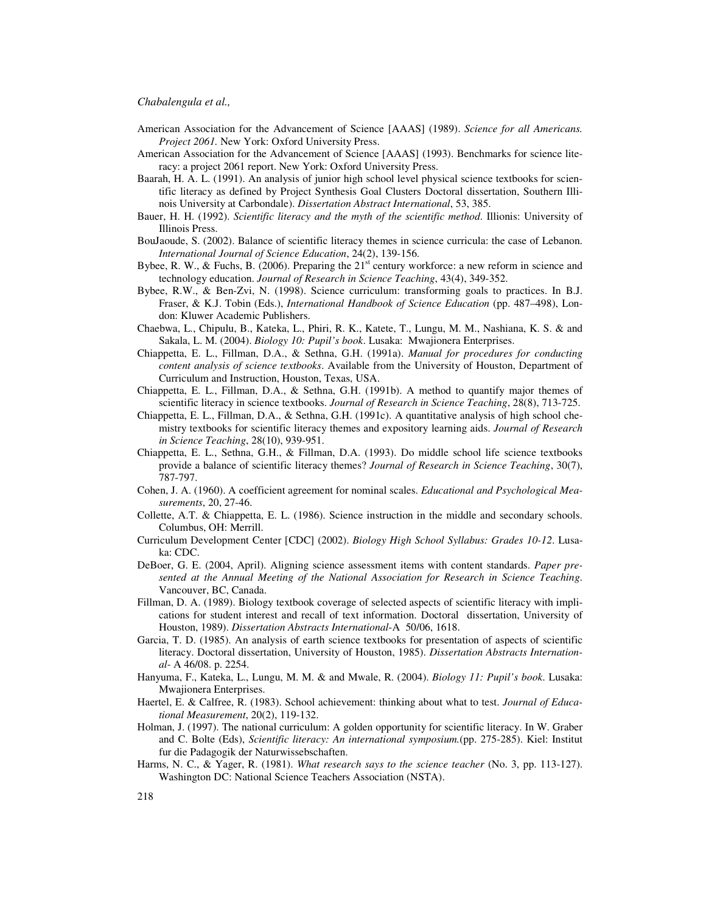American Association for the Advancement of Science [AAAS] (1989). *Science for all Americans. Project 2061.* New York: Oxford University Press.

American Association for the Advancement of Science [AAAS] (1993). Benchmarks for science literacy: a project 2061 report. New York: Oxford University Press.

Baarah, H. A. L. (1991). An analysis of junior high school level physical science textbooks for scientific literacy as defined by Project Synthesis Goal Clusters Doctoral dissertation, Southern Illinois University at Carbondale). *Dissertation Abstract International*, 53, 385.

Bauer, H. H. (1992). *Scientific literacy and the myth of the scientific method*. Illionis: University of Illinois Press.

BouJaoude, S. (2002). Balance of scientific literacy themes in science curricula: the case of Lebanon. *International Journal of Science Education*, 24(2), 139-156.

Bybee, R. W., & Fuchs, B. (2006). Preparing the 21st century workforce: a new reform in science and technology education. *Journal of Research in Science Teaching*, 43(4), 349-352.

Bybee, R.W., & Ben-Zvi, N. (1998). Science curriculum: transforming goals to practices. In B.J. Fraser, & K.J. Tobin (Eds.), *International Handbook of Science Education* (pp. 487–498), London: Kluwer Academic Publishers.

Chaebwa, L., Chipulu, B., Kateka, L., Phiri, R. K., Katete, T., Lungu, M. M., Nashiana, K. S. & and Sakala, L. M. (2004). *Biology 10: Pupil's book*. Lusaka: Mwajionera Enterprises.

Chiappetta, E. L., Fillman, D.A., & Sethna, G.H. (1991a). *Manual for procedures for conducting content analysis of science textbooks*. Available from the University of Houston, Department of Curriculum and Instruction, Houston, Texas, USA.

Chiappetta, E. L., Fillman, D.A., & Sethna, G.H. (1991b). A method to quantify major themes of scientific literacy in science textbooks. *Journal of Research in Science Teaching*, 28(8), 713-725.

Chiappetta, E. L., Fillman, D.A., & Sethna, G.H. (1991c). A quantitative analysis of high school chemistry textbooks for scientific literacy themes and expository learning aids. *Journal of Research in Science Teaching*, 28(10), 939-951.

Chiappetta, E. L., Sethna, G.H., & Fillman, D.A. (1993). Do middle school life science textbooks provide a balance of scientific literacy themes? *Journal of Research in Science Teaching*, 30(7), 787-797.

Cohen, J. A. (1960). A coefficient agreement for nominal scales. *Educational and Psychological Measurements*, 20, 27-46.

Collette, A.T. & Chiappetta, E. L. (1986). Science instruction in the middle and secondary schools. Columbus, OH: Merrill.

Curriculum Development Center [CDC] (2002). *Biology High School Syllabus: Grades 10-12*. Lusaka: CDC.

DeBoer, G. E. (2004, April). Aligning science assessment items with content standards. *Paper presented at the Annual Meeting of the National Association for Research in Science Teaching*. Vancouver, BC, Canada.

Fillman, D. A. (1989). Biology textbook coverage of selected aspects of scientific literacy with implications for student interest and recall of text information. Doctoral dissertation, University of Houston, 1989). *Dissertation Abstracts International*-A 50/06, 1618.

Garcia, T. D. (1985). An analysis of earth science textbooks for presentation of aspects of scientific literacy. Doctoral dissertation, University of Houston, 1985). *Dissertation Abstracts International*- A 46/08. p. 2254.

Hanyuma, F., Kateka, L., Lungu, M. M. & and Mwale, R. (2004). *Biology 11: Pupil's book*. Lusaka: Mwajionera Enterprises.

Haertel, E. & Calfree, R. (1983). School achievement: thinking about what to test. *Journal of Educational Measurement*, 20(2), 119-132.

Holman, J. (1997). The national curriculum: A golden opportunity for scientific literacy. In W. Graber and C. Bolte (Eds), *Scientific literacy: An international symposium.*(pp. 275-285). Kiel: Institut fur die Padagogik der Naturwissebschaften.

Harms, N. C., & Yager, R. (1981). *What research says to the science teacher* (No. 3, pp. 113-127). Washington DC: National Science Teachers Association (NSTA).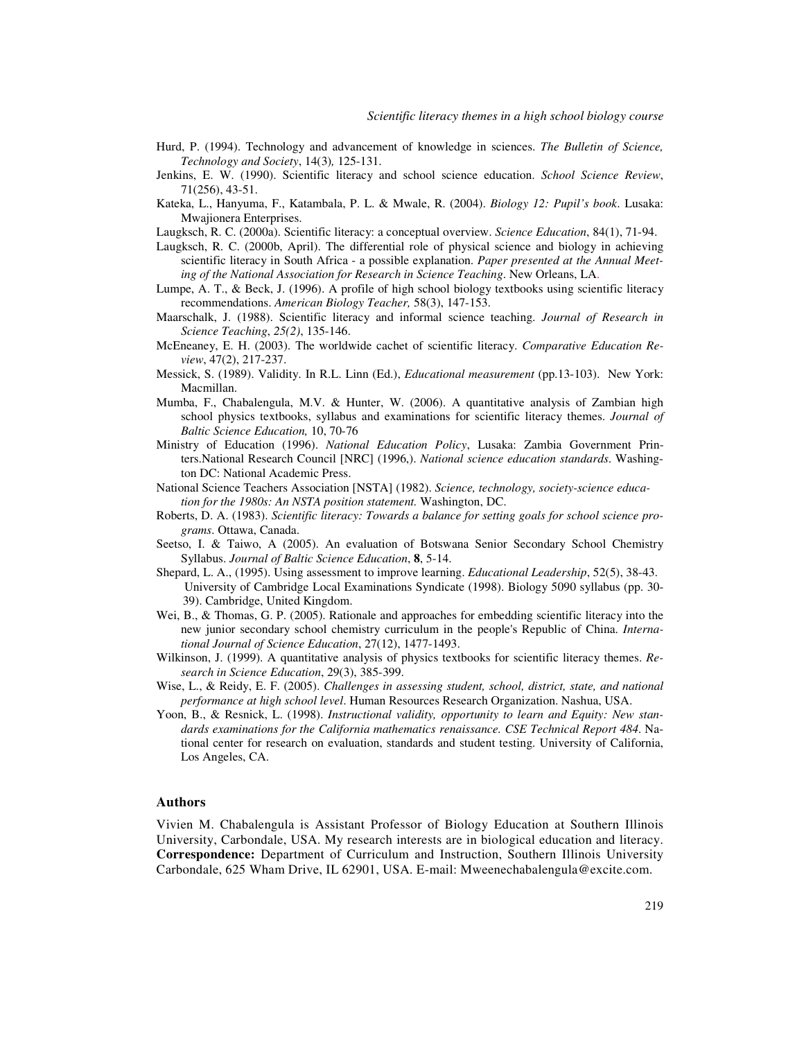Hurd, P. (1994). Technology and advancement of knowledge in sciences. *The Bulletin of Science, Technology and Society*, 14(3)*,* 125-131.

Jenkins, E. W. (1990). Scientific literacy and school science education. *School Science Review*, 71(256), 43-51.

Kateka, L., Hanyuma, F., Katambala, P. L. & Mwale, R. (2004). *Biology 12: Pupil's book*. Lusaka: Mwajionera Enterprises.

Laugksch, R. C. (2000a). Scientific literacy: a conceptual overview. *Science Education*, 84(1), 71-94.

Laugksch, R. C. (2000b, April). The differential role of physical science and biology in achieving scientific literacy in South Africa - a possible explanation. *Paper presented at the Annual Meeting of the National Association for Research in Science Teaching*. New Orleans, LA.

Lumpe, A. T., & Beck, J. (1996). A profile of high school biology textbooks using scientific literacy recommendations. *American Biology Teacher,* 58(3), 147-153.

Maarschalk, J. (1988). Scientific literacy and informal science teaching. *Journal of Research in Science Teaching*, *25(2)*, 135-146.

McEneaney, E. H. (2003). The worldwide cachet of scientific literacy. *Comparative Education Review*, 47(2), 217-237.

Messick, S. (1989). Validity. In R.L. Linn (Ed.), *Educational measurement* (pp.13-103). New York: Macmillan.

Mumba, F., Chabalengula, M.V. & Hunter, W. (2006). A quantitative analysis of Zambian high school physics textbooks, syllabus and examinations for scientific literacy themes. *Journal of Baltic Science Education,* 10, 70-76

Ministry of Education (1996). *National Education Policy*, Lusaka: Zambia Government Printers.National Research Council [NRC] (1996,). *National science education standards*. Washington DC: National Academic Press.

National Science Teachers Association [NSTA] (1982). *Science, technology, society-science education for the 1980s: An NSTA position statement.* Washington, DC.

Roberts, D. A. (1983). *Scientific literacy: Towards a balance for setting goals for school science programs*. Ottawa, Canada.

Seetso, I. & Taiwo, A (2005). An evaluation of Botswana Senior Secondary School Chemistry Syllabus. *Journal of Baltic Science Education*, **8**, 5-14.

Shepard, L. A., (1995). Using assessment to improve learning. *Educational Leadership*, 52(5), 38-43. University of Cambridge Local Examinations Syndicate (1998). Biology 5090 syllabus (pp. 30-39). Cambridge, United Kingdom.

Wei, B., & Thomas, G. P. (2005). Rationale and approaches for embedding scientific literacy into the new junior secondary school chemistry curriculum in the people's Republic of China. *International Journal of Science Education*, 27(12), 1477-1493.

Wilkinson, J. (1999). A quantitative analysis of physics textbooks for scientific literacy themes. *Research in Science Education*, 29(3), 385-399.

Wise, L., & Reidy, E. F. (2005). *Challenges in assessing student, school, district, state, and national performance at high school level*. Human Resources Research Organization. Nashua, USA.

Yoon, B., & Resnick, L. (1998). *Instructional validity, opportunity to learn and Equity: New standards examinations for the California mathematics renaissance. CSE Technical Report 484*. National center for research on evaluation, standards and student testing. University of California, Los Angeles, CA.

## Authors

Vivien M. Chabalengula is Assistant Professor of Biology Education at Southern Illinois University, Carbondale, USA. My research interests are in biological education and literacy. **Correspondence:** Department of Curriculum and Instruction, Southern Illinois University Carbondale, 625 Wham Drive, IL 62901, USA. E-mail: Mweenechabalengula@excite.com.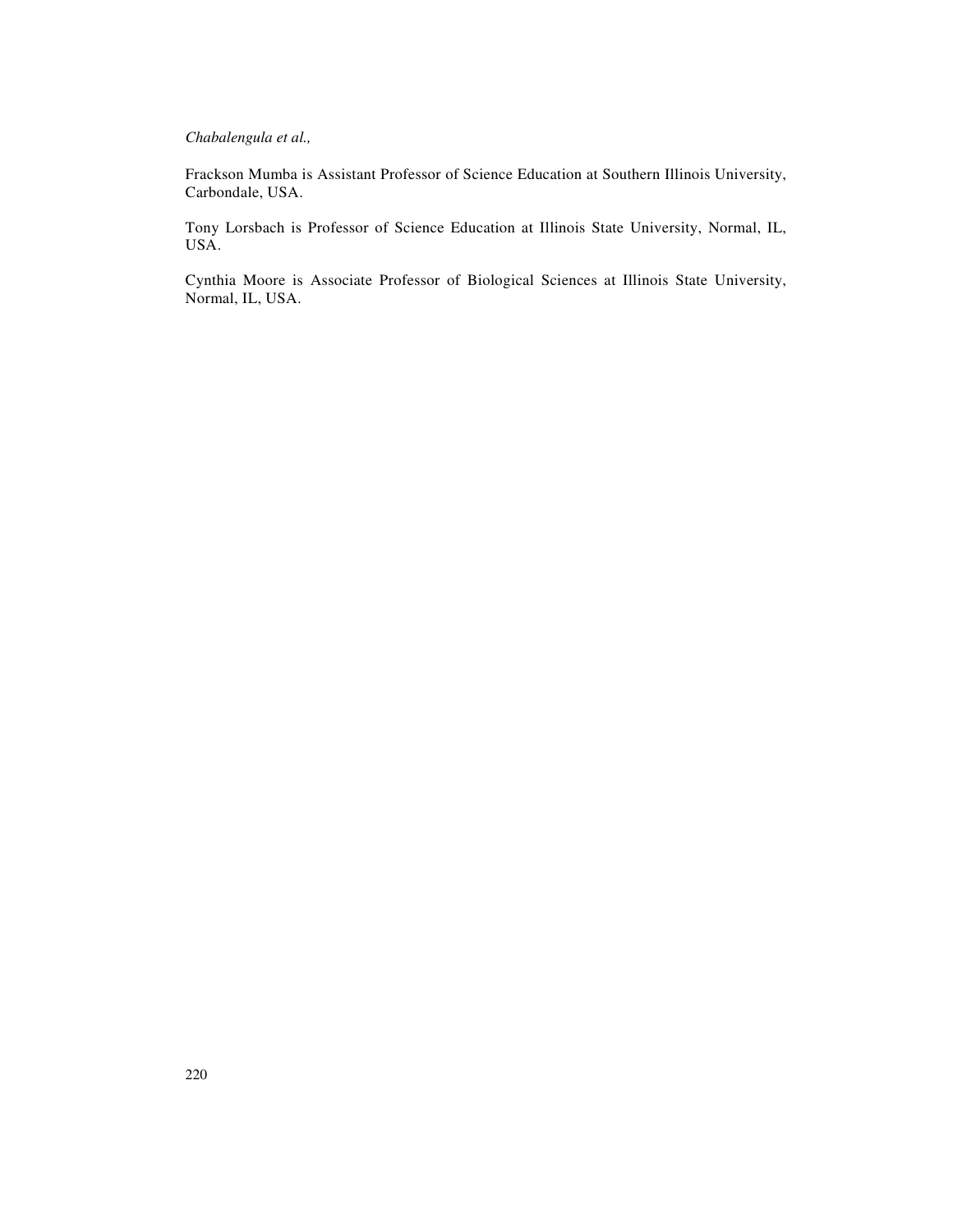Frackson Mumba is Assistant Professor of Science Education at Southern Illinois University, Carbondale, USA.

Tony Lorsbach is Professor of Science Education at Illinois State University, Normal, IL, USA.

Cynthia Moore is Associate Professor of Biological Sciences at Illinois State University, Normal, IL, USA.